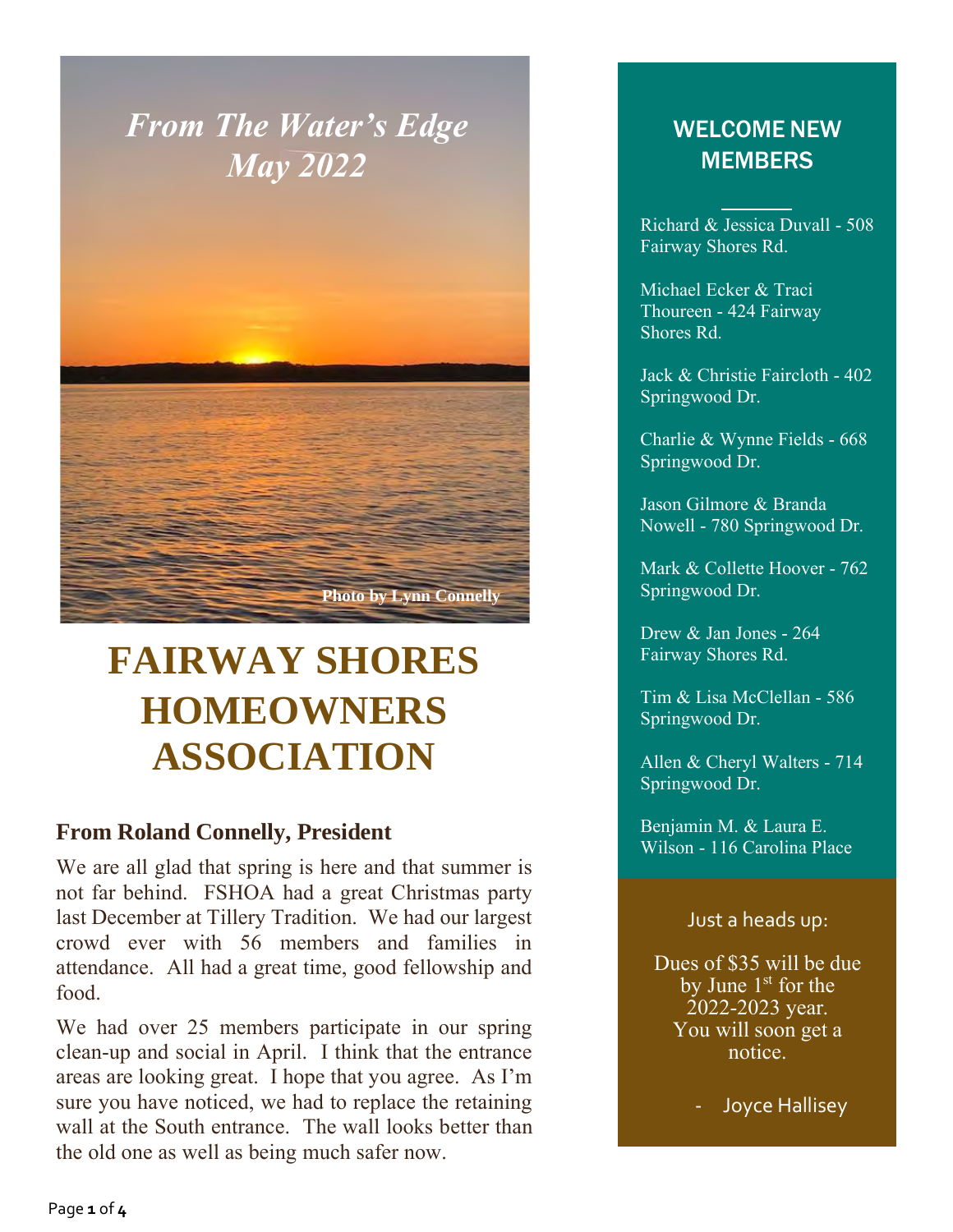*From The Water's Edge*
*May 2022*

Photo by Lynn Connelly

# FAIRWAY SHORES HOMEOWNERS ASSOCIATION

### From Roland Connelly, President

We are all glad that spring is here and that summer is not far behind. FSHOA had a great Christmas party last December at Tillery Tradition. We had our largest crowd ever with 56 members and families in attendance. All had a great time, good fellowship and food.

We had over 25 members participate in our spring clean-up and social in April. I think that the entrance areas are looking great. I hope that you agree. As I'm sure you have noticed, we had to replace the retaining wall at the South entrance. The wall looks better than the old one as well as being much safer now.

## WELCOME NEW MEMBERS

Richard & Jessica Duvall - 508 Fairway Shores Rd.

Michael Ecker & Traci Thoureen - 424 Fairway Shores Rd.

Jack & Christie Faircloth - 402 Springwood Dr.

Charlie & Wynne Fields - 668 Springwood Dr.

Jason Gilmore & Branda Nowell - 780 Springwood Dr.

Mark & Collette Hoover - 762 Springwood Dr.

Drew & Jan Jones - 264 Fairway Shores Rd.

Tim & Lisa McClellan - 586 Springwood Dr.

Allen & Cheryl Walters - 714 Springwood Dr.

Benjamin M. & Laura E. Wilson - 116 Carolina Place

Just a heads up:

Dues of $35 will be due by June 1st for the 2022-2023 year. You will soon get a notice.

- Joyce Hallisey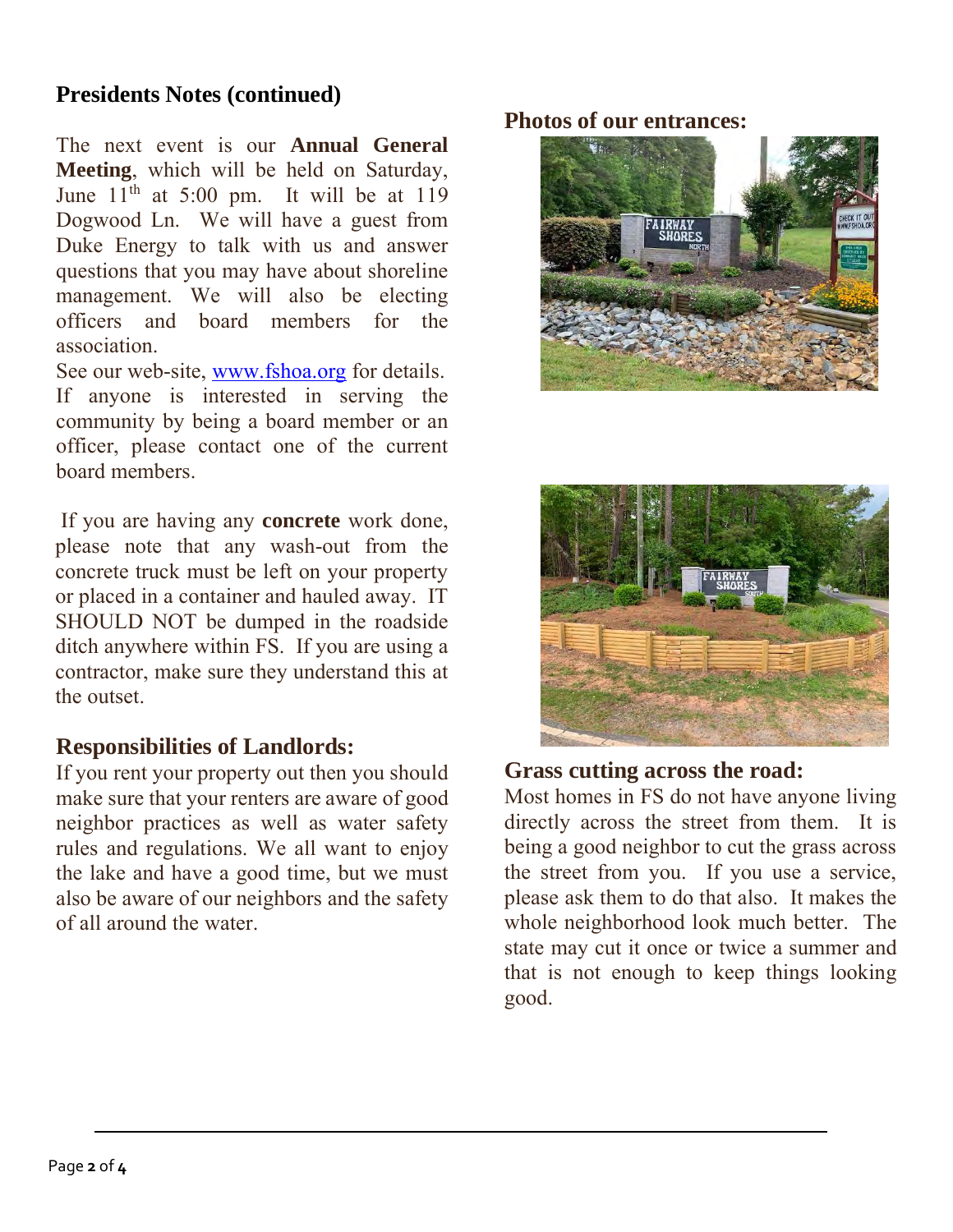## Presidents Notes (continued)

The next event is our **Annual General Meeting**, which will be held on Saturday, June 11th at 5:00 pm. It will be at 119 Dogwood Ln. We will have a guest from Duke Energy to talk with us and answer questions that you may have about shoreline management. We will also be electing officers and board members for the association.

See our web-site, www.fshoa.org for details. If anyone is interested in serving the community by being a board member or an officer, please contact one of the current board members.

If you are having any **concrete** work done, please note that any wash-out from the concrete truck must be left on your property or placed in a container and hauled away. IT SHOULD NOT be dumped in the roadside ditch anywhere within FS. If you are using a contractor, make sure they understand this at the outset.

## Responsibilities of Landlords:

If you rent your property out then you should make sure that your renters are aware of good neighbor practices as well as water safety rules and regulations. We all want to enjoy the lake and have a good time, but we must also be aware of our neighbors and the safety of all around the water.

## Photos of our entrances:

## Grass cutting across the road:

Most homes in FS do not have anyone living directly across the street from them. It is being a good neighbor to cut the grass across the street from you. If you use a service, please ask them to do that also. It makes the whole neighborhood look much better. The state may cut it once or twice a summer and that is not enough to keep things looking good.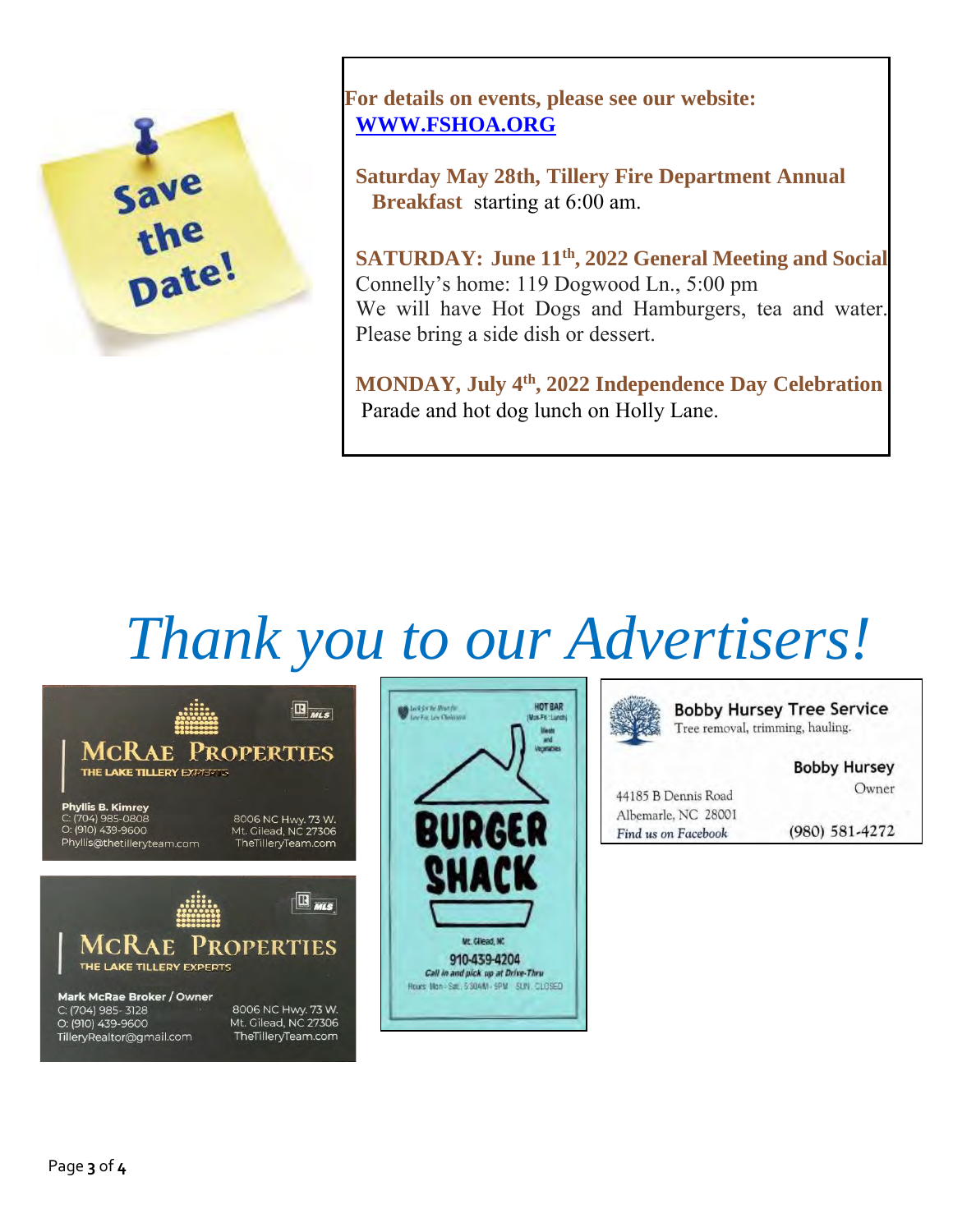Save the Date!

**For details on events, please see our website: [WWW.FSHOA.ORG](http://WWW.FSHOA.ORG)**

**Saturday May 28th, Tillery Fire Department Annual Breakfast** starting at 6:00 am.

**SATURDAY: June 11th, 2022 General Meeting and Social**
Connelly's home: 119 Dogwood Ln., 5:00 pm
We will have Hot Dogs and Hamburgers, tea and water. Please bring a side dish or dessert.

**MONDAY, July 4th, 2022 Independence Day Celebration**
Parade and hot dog lunch on Holly Lane.

# *Thank you to our Advertisers!*

**MCRAE PROPERTIES**
THE LAKE TILLERY EXPERTS
MLS

**Phyllis B. Kimrey**
C: (704) 985-0808
O: (910) 439-9600
Phyllis@thetilleryteam.com
8006 NC Hwy. 73 W.
Mt. Gilead, NC 27306
TheTilleryTeam.com

**MCRAE PROPERTIES**
THE LAKE TILLERY EXPERTS
MLS

**Mark McRae Broker / Owner**
C: (704) 985- 3128
O: (910) 439-9600
TilleryRealtor@gmail.com
8006 NC Hwy. 73 W.
Mt. Gilead, NC 27306
TheTilleryTeam.com

**BURGER SHACK**
HOT BAR (Mon-Fri Lunch) Meats and Vegetables
Mt. Gilead, NC
910-439-4204
*Call in and pick up at Drive-Thru*
Hours: Mon - Sat. 5:30AM - 9PM SUN. CLOSED

**Bobby Hursey Tree Service**
Tree removal, trimming, hauling.

**Bobby Hursey**
Owner
44185 B Dennis Road
Albemarle, NC 28001
*Find us on Facebook*
(980) 581-4272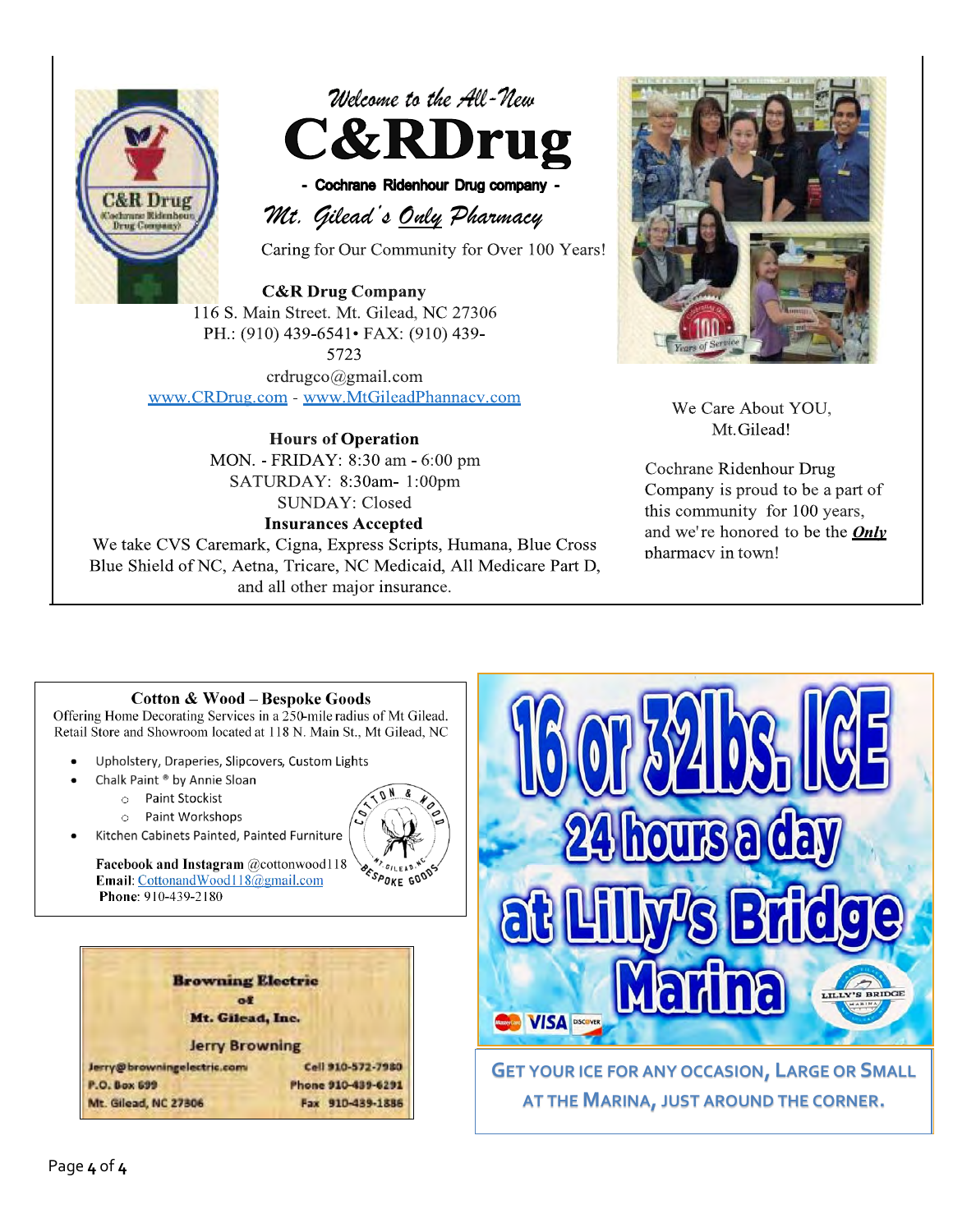*Welcome to the All-New*

# C&RDrug

**- Cochrane Ridenhour Drug company -**

*Mt. Gilead's Only Pharmacy*

Caring for Our Community for Over 100 Years!

**C&R Drug Company**
116 S. Main Street. Mt. Gilead, NC 27306
PH.: (910) 439-6541• FAX: (910) 439-5723
crdrugco@gmail.com
www.CRDrug.com - www.MtGileadPhannacv.com

**Hours of Operation**
MON. - FRIDAY: 8:30 am - 6:00 pm
SATURDAY: 8:30am- 1:00pm
SUNDAY: Closed

**Insurances Accepted**
We take CVS Caremark, Cigna, Express Scripts, Humana, Blue Cross Blue Shield of NC, Aetna, Tricare, NC Medicaid, All Medicare Part D, and all other major insurance.

We Care About YOU, Mt.Gilead!

Cochrane Ridenhour Drug Company is proud to be a part of this community for 100 years, and we're honored to be the ***Only*** pharmacy in town!

---

**Cotton & Wood – Bespoke Goods**
Offering Home Decorating Services in a 250-mile radius of Mt Gilead.
Retail Store and Showroom located at 118 N. Main St., Mt Gilead, NC

- Upholstery, Draperies, Slipcovers, Custom Lights
- Chalk Paint ® by Annie Sloan
  - Paint Stockist
  - Paint Workshops
- Kitchen Cabinets Painted, Painted Furniture

**Facebook and Instagram** @cottonwood118
**Email**: CottonandWood118@gmail.com
**Phone**: 910-439-2180

---

**Browning Electric of Mt. Gilead, Inc.**
Jerry Browning
Jerry@browningelectric.com — Cell 910-572-7980
P.O. Box 699 — Phone 910-439-6291
Mt. Gilead, NC 27306 — Fax 910-439-1886

---

**16 or 32lbs. ICE 24 hours a day at Lilly's Bridge Marina**

GET YOUR ICE FOR ANY OCCASION, LARGE OR SMALL AT THE MARINA, JUST AROUND THE CORNER.